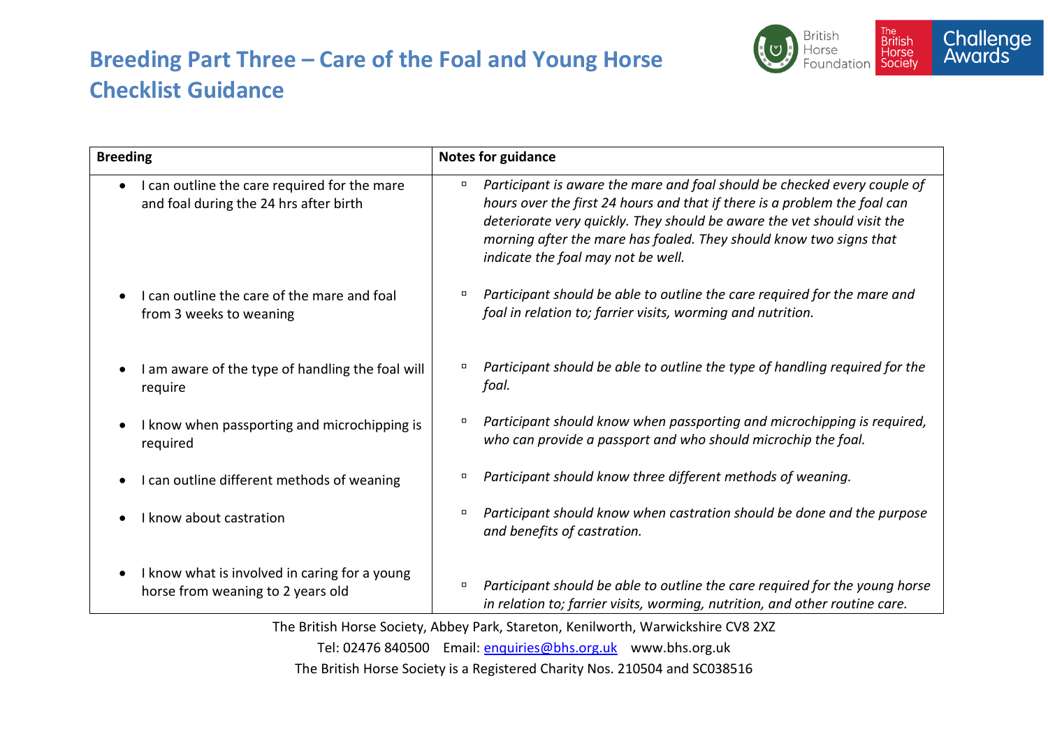# Breeding Part Three – Care of the Foal and Young Horse Checklist Guidance

| Breeding | Notes for guidance |
|---|---|
| • I can outline the care required for the mare and foal during the 24 hrs after birth | ▫ *Participant is aware the mare and foal should be checked every couple of hours over the first 24 hours and that if there is a problem the foal can deteriorate very quickly. They should be aware the vet should visit the morning after the mare has foaled. They should know two signs that indicate the foal may not be well.* |
| • I can outline the care of the mare and foal from 3 weeks to weaning | ▫ *Participant should be able to outline the care required for the mare and foal in relation to; farrier visits, worming and nutrition.* |
| • I am aware of the type of handling the foal will require | ▫ *Participant should be able to outline the type of handling required for the foal.* |
| • I know when passporting and microchipping is required | ▫ *Participant should know when passporting and microchipping is required, who can provide a passport and who should microchip the foal.* |
| • I can outline different methods of weaning | ▫ *Participant should know three different methods of weaning.* |
| • I know about castration | ▫ *Participant should know when castration should be done and the purpose and benefits of castration.* |
| • I know what is involved in caring for a young horse from weaning to 2 years old | ▫ *Participant should be able to outline the care required for the young horse in relation to; farrier visits, worming, nutrition, and other routine care.* |

The British Horse Society, Abbey Park, Stareton, Kenilworth, Warwickshire CV8 2XZ

Tel: 02476 840500 Email: enquiries@bhs.org.uk www.bhs.org.uk

The British Horse Society is a Registered Charity Nos. 210504 and SC038516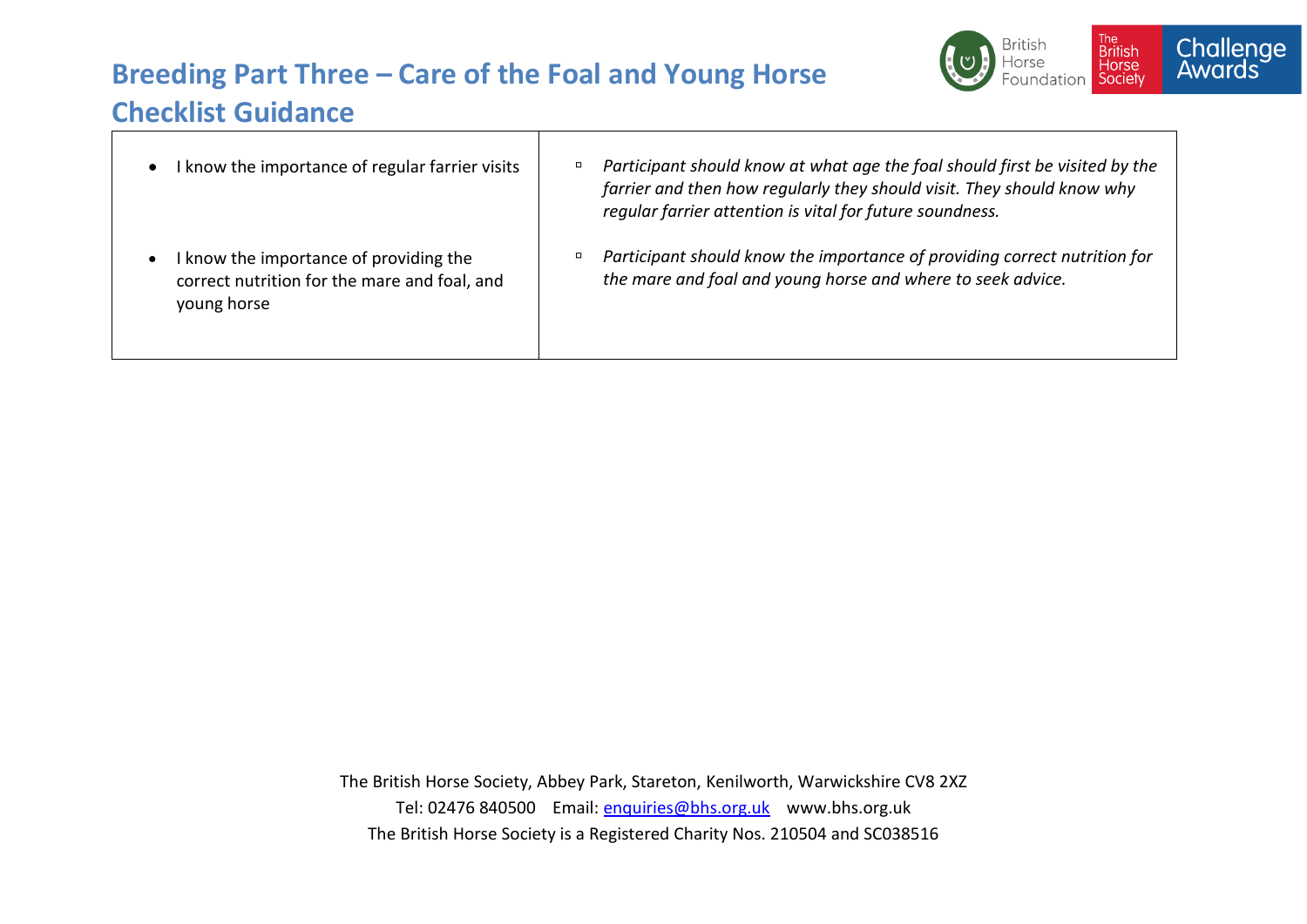# Breeding Part Three – Care of the Foal and Young Horse

## Checklist Guidance

| | |
|---|---|
| • I know the importance of regular farrier visits | ▫ *Participant should know at what age the foal should first be visited by the farrier and then how regularly they should visit. They should know why regular farrier attention is vital for future soundness.* |
| • I know the importance of providing the correct nutrition for the mare and foal, and young horse | ▫ *Participant should know the importance of providing correct nutrition for the mare and foal and young horse and where to seek advice.* |

The British Horse Society, Abbey Park, Stareton, Kenilworth, Warwickshire CV8 2XZ
Tel: 02476 840500 Email: enquiries@bhs.org.uk www.bhs.org.uk
The British Horse Society is a Registered Charity Nos. 210504 and SC038516